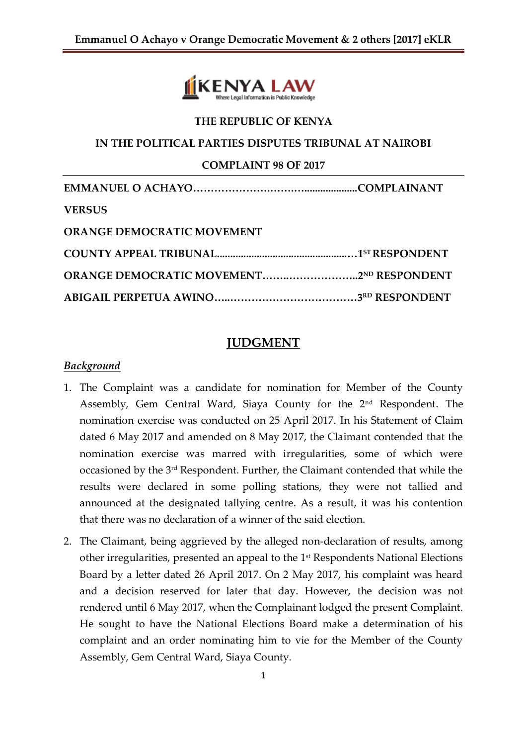THE REPUBLIC OF KENYA

IN THE POLITICAL PARTIES DISPUTES TRIBUNAL AT NAIROBI

COMPLAINT 98 OF 2017

**EMMANUEL O ACHAYO……………………………....................COMPLAINANT**

**VERSUS**

**ORANGE DEMOCRATIC MOVEMENT**

**COUNTY APPEAL TRIBUNAL....................................................…1ST RESPONDENT**

**ORANGE DEMOCRATIC MOVEMENT……..………………..2ND RESPONDENT**

**ABIGAIL PERPETUA AWINO…..………………………………3RD RESPONDENT**

# JUDGMENT

## *Background*

1. The Complaint was a candidate for nomination for Member of the County Assembly, Gem Central Ward, Siaya County for the 2nd Respondent. The nomination exercise was conducted on 25 April 2017. In his Statement of Claim dated 6 May 2017 and amended on 8 May 2017, the Claimant contended that the nomination exercise was marred with irregularities, some of which were occasioned by the 3rd Respondent. Further, the Claimant contended that while the results were declared in some polling stations, they were not tallied and announced at the designated tallying centre. As a result, it was his contention that there was no declaration of a winner of the said election.

2. The Claimant, being aggrieved by the alleged non-declaration of results, among other irregularities, presented an appeal to the 1st Respondents National Elections Board by a letter dated 26 April 2017. On 2 May 2017, his complaint was heard and a decision reserved for later that day. However, the decision was not rendered until 6 May 2017, when the Complainant lodged the present Complaint. He sought to have the National Elections Board make a determination of his complaint and an order nominating him to vie for the Member of the County Assembly, Gem Central Ward, Siaya County.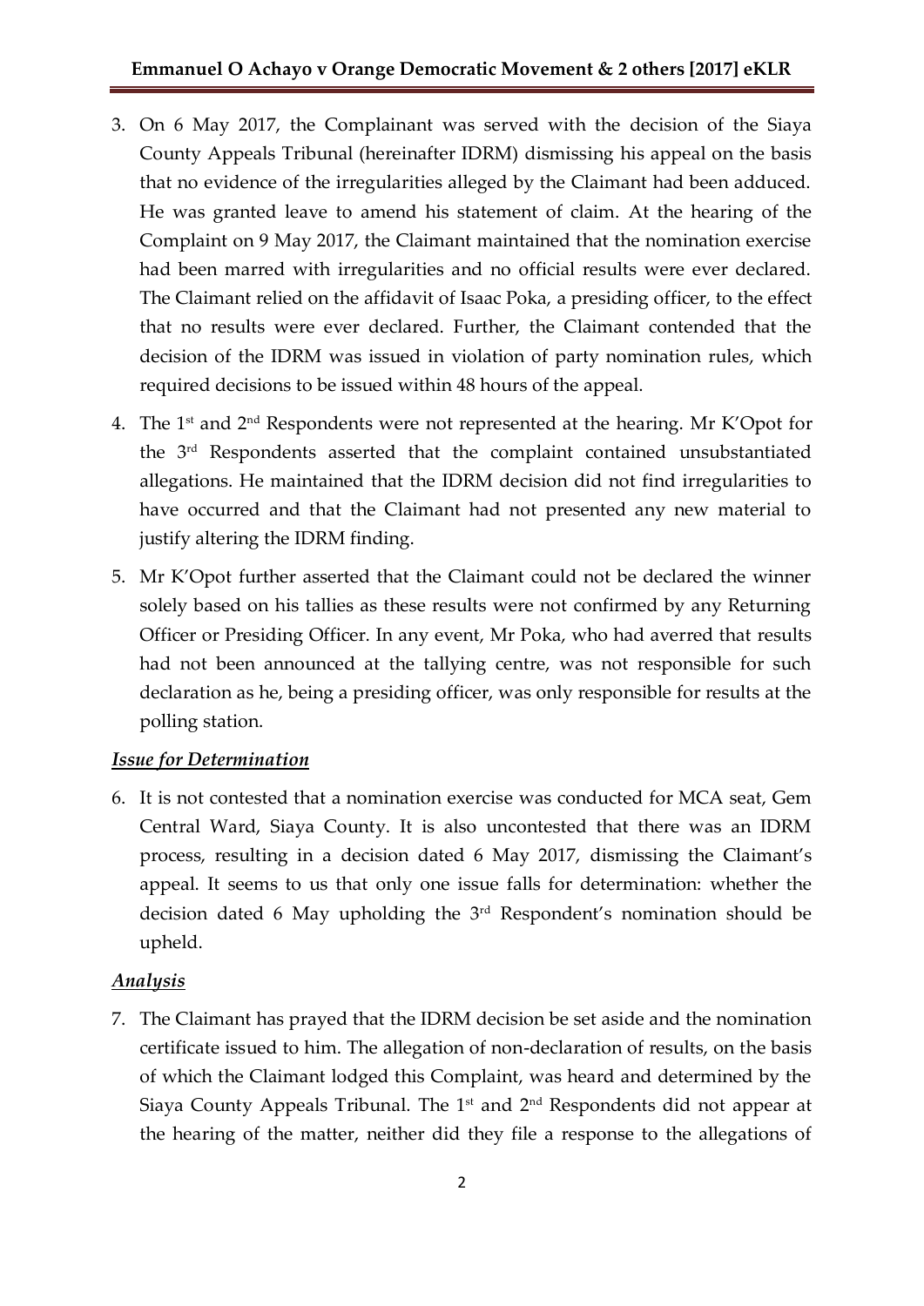3. On 6 May 2017, the Complainant was served with the decision of the Siaya County Appeals Tribunal (hereinafter IDRM) dismissing his appeal on the basis that no evidence of the irregularities alleged by the Claimant had been adduced. He was granted leave to amend his statement of claim. At the hearing of the Complaint on 9 May 2017, the Claimant maintained that the nomination exercise had been marred with irregularities and no official results were ever declared. The Claimant relied on the affidavit of Isaac Poka, a presiding officer, to the effect that no results were ever declared. Further, the Claimant contended that the decision of the IDRM was issued in violation of party nomination rules, which required decisions to be issued within 48 hours of the appeal.

4. The 1st and 2nd Respondents were not represented at the hearing. Mr K'Opot for the 3rd Respondents asserted that the complaint contained unsubstantiated allegations. He maintained that the IDRM decision did not find irregularities to have occurred and that the Claimant had not presented any new material to justify altering the IDRM finding.

5. Mr K'Opot further asserted that the Claimant could not be declared the winner solely based on his tallies as these results were not confirmed by any Returning Officer or Presiding Officer. In any event, Mr Poka, who had averred that results had not been announced at the tallying centre, was not responsible for such declaration as he, being a presiding officer, was only responsible for results at the polling station.

***Issue for Determination***

6. It is not contested that a nomination exercise was conducted for MCA seat, Gem Central Ward, Siaya County. It is also uncontested that there was an IDRM process, resulting in a decision dated 6 May 2017, dismissing the Claimant's appeal. It seems to us that only one issue falls for determination: whether the decision dated 6 May upholding the 3rd Respondent's nomination should be upheld.

***Analysis***

7. The Claimant has prayed that the IDRM decision be set aside and the nomination certificate issued to him. The allegation of non-declaration of results, on the basis of which the Claimant lodged this Complaint, was heard and determined by the Siaya County Appeals Tribunal. The 1st and 2nd Respondents did not appear at the hearing of the matter, neither did they file a response to the allegations of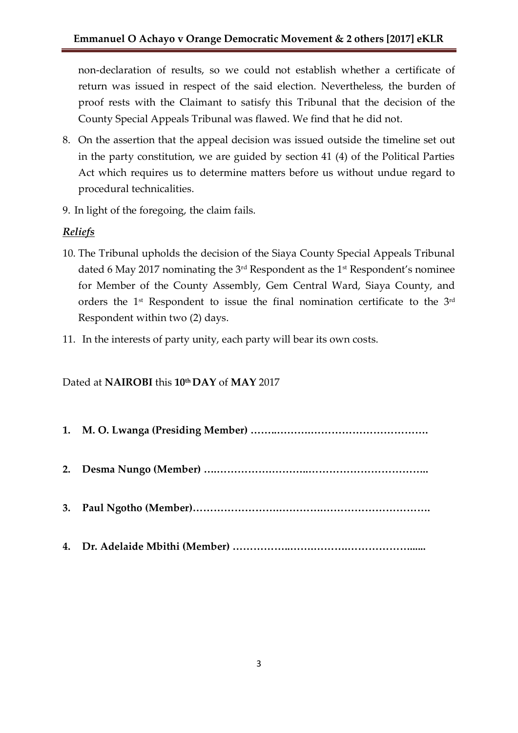non-declaration of results, so we could not establish whether a certificate of return was issued in respect of the said election. Nevertheless, the burden of proof rests with the Claimant to satisfy this Tribunal that the decision of the County Special Appeals Tribunal was flawed. We find that he did not.

8. On the assertion that the appeal decision was issued outside the timeline set out in the party constitution, we are guided by section 41 (4) of the Political Parties Act which requires us to determine matters before us without undue regard to procedural technicalities.
9. In light of the foregoing, the claim fails.

***Reliefs***

10. The Tribunal upholds the decision of the Siaya County Special Appeals Tribunal dated 6 May 2017 nominating the 3rd Respondent as the 1st Respondent's nominee for Member of the County Assembly, Gem Central Ward, Siaya County, and orders the 1st Respondent to issue the final nomination certificate to the 3rd Respondent within two (2) days.
11. In the interests of party unity, each party will bear its own costs.

Dated at **NAIROBI** this **10th DAY** of **MAY** 2017

1. **M. O. Lwanga (Presiding Member) ………………………………………………**
2. **Desma Nungo (Member) ………………………………………………………..**
3. **Paul Ngotho (Member)……………………………………………………………**
4. **Dr. Adelaide Mbithi (Member) ……………………………………………......**